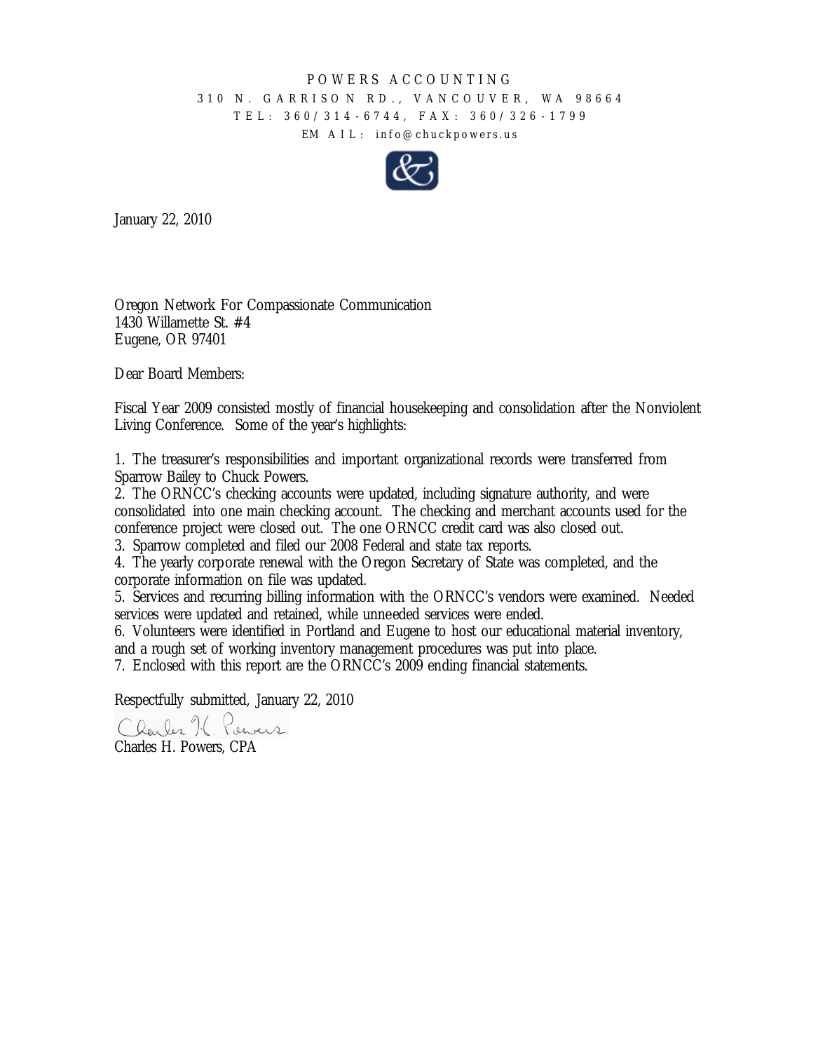POWERS ACCOUNTING

310 N. GARRISON RD., VANCOUVER, WA 98664

TEL: 360/314-6744, FAX: 360/326-1799

EMAIL: info@chuckpowers.us

January 22, 2010

Oregon Network For Compassionate Communication
1430 Willamette St. #4
Eugene, OR 97401

Dear Board Members:

Fiscal Year 2009 consisted mostly of financial housekeeping and consolidation after the Nonviolent Living Conference. Some of the year's highlights:

1. The treasurer's responsibilities and important organizational records were transferred from Sparrow Bailey to Chuck Powers.
2. The ORNCC's checking accounts were updated, including signature authority, and were consolidated into one main checking account. The checking and merchant accounts used for the conference project were closed out. The one ORNCC credit card was also closed out.
3. Sparrow completed and filed our 2008 Federal and state tax reports.
4. The yearly corporate renewal with the Oregon Secretary of State was completed, and the corporate information on file was updated.
5. Services and recurring billing information with the ORNCC's vendors were examined. Needed services were updated and retained, while unneeded services were ended.
6. Volunteers were identified in Portland and Eugene to host our educational material inventory, and a rough set of working inventory management procedures was put into place.
7. Enclosed with this report are the ORNCC's 2009 ending financial statements.

Respectfully submitted, January 22, 2010

Charles H. Powers

Charles H. Powers, CPA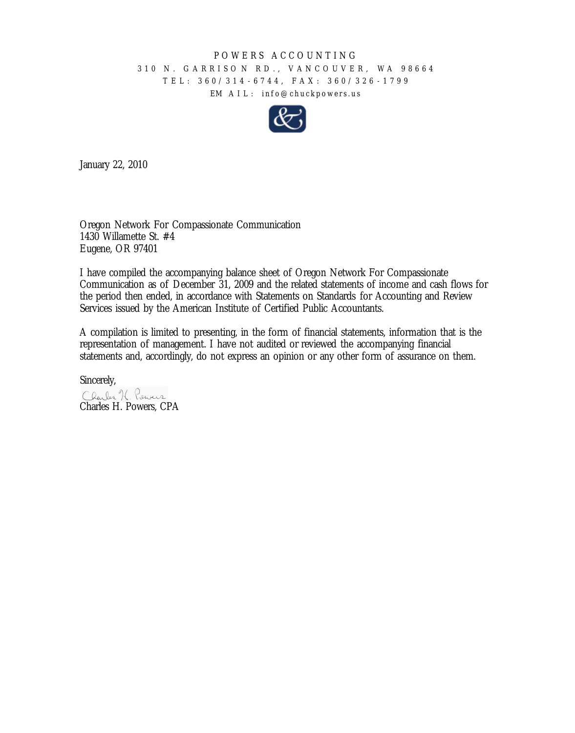POWERS ACCOUNTING

310 N. GARRISON RD., VANCOUVER, WA 98664

TEL: 360/314-6744, FAX: 360/326-1799

EMAIL: info@chuckpowers.us

January 22, 2010

Oregon Network For Compassionate Communication
1430 Willamette St. #4
Eugene, OR 97401

I have compiled the accompanying balance sheet of Oregon Network For Compassionate Communication as of December 31, 2009 and the related statements of income and cash flows for the period then ended, in accordance with Statements on Standards for Accounting and Review Services issued by the American Institute of Certified Public Accountants.

A compilation is limited to presenting, in the form of financial statements, information that is the representation of management. I have not audited or reviewed the accompanying financial statements and, accordingly, do not express an opinion or any other form of assurance on them.

Sincerely,

Charles H. Powers, CPA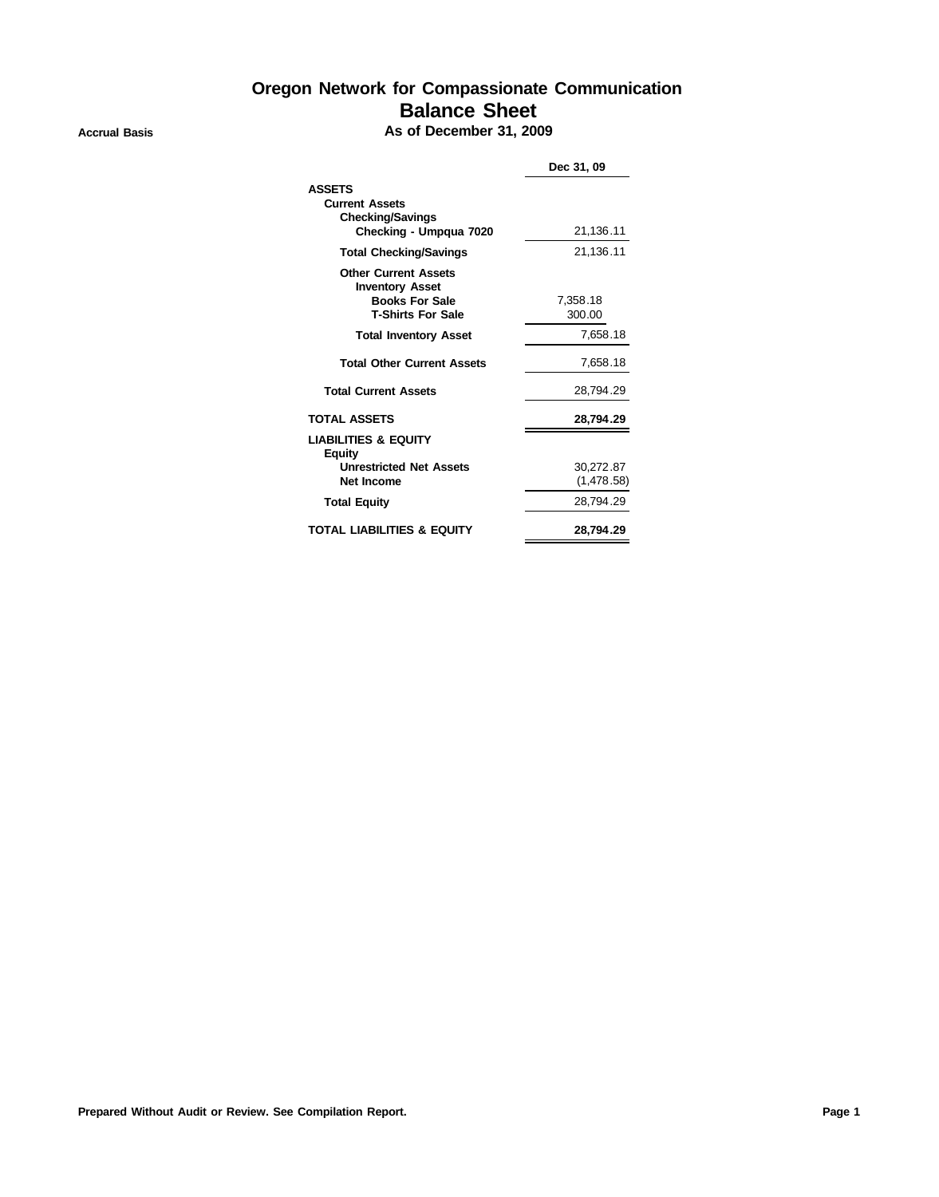# Oregon Network for Compassionate Communication
## Balance Sheet
### As of December 31, 2009

**Accrual Basis**

| | Dec 31, 09 |
|---|---|
| **ASSETS** | |
| **Current Assets** | |
| **Checking/Savings** | |
| **Checking - Umpqua 7020** | 21,136.11 |
| **Total Checking/Savings** | 21,136.11 |
| **Other Current Assets** | |
| **Inventory Asset** | |
| **Books For Sale** | 7,358.18 |
| **T-Shirts For Sale** | 300.00 |
| **Total Inventory Asset** | 7,658.18 |
| **Total Other Current Assets** | 7,658.18 |
| **Total Current Assets** | 28,794.29 |
| **TOTAL ASSETS** | **28,794.29** |
| **LIABILITIES & EQUITY** | |
| **Equity** | |
| **Unrestricted Net Assets** | 30,272.87 |
| **Net Income** | (1,478.58) |
| **Total Equity** | 28,794.29 |
| **TOTAL LIABILITIES & EQUITY** | **28,794.29** |

**Prepared Without Audit or Review. See Compilation Report.**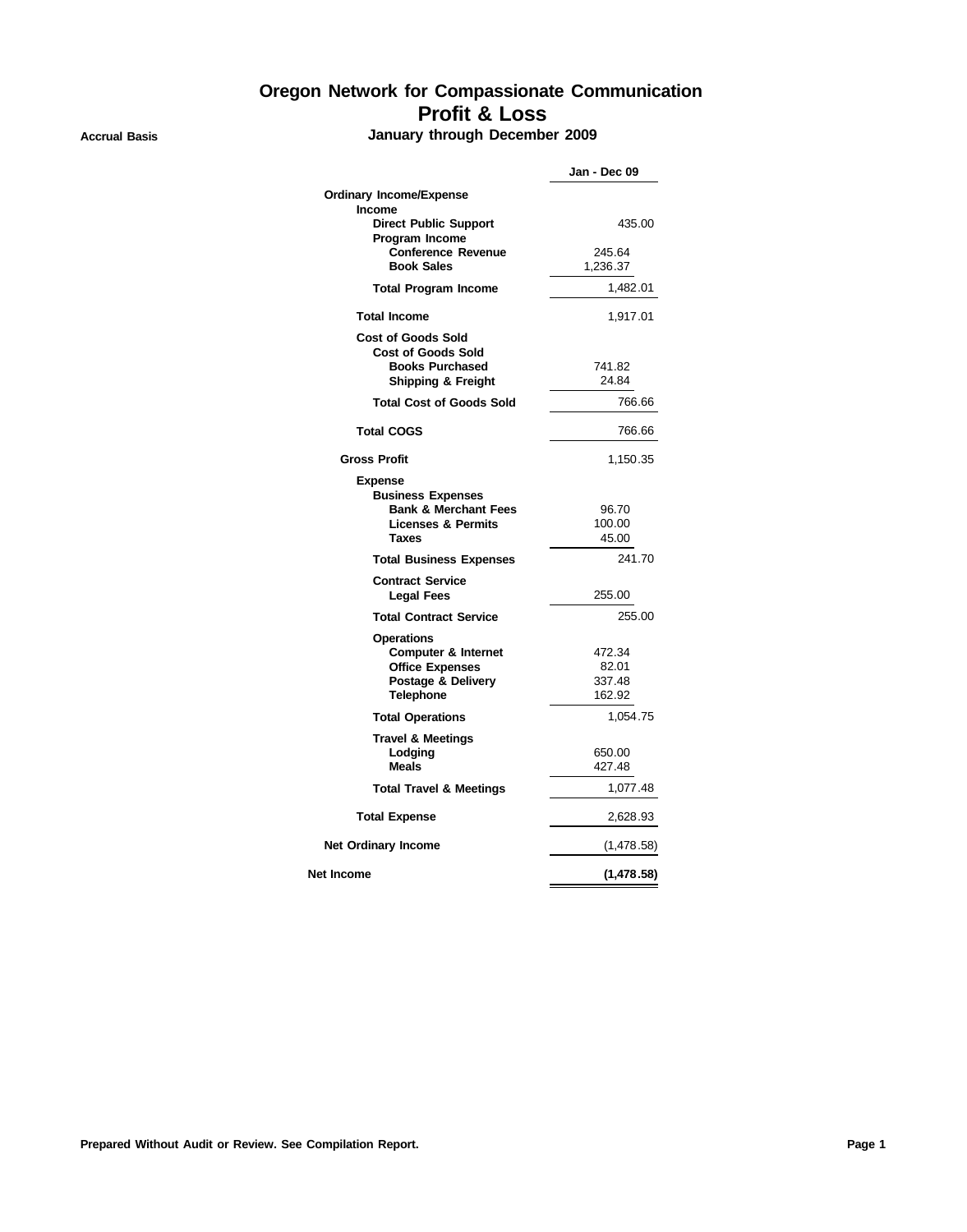# Oregon Network for Compassionate Communication
## Profit & Loss

**Accrual Basis** — **January through December 2009**

| | | Jan - Dec 09 |
|---|---|---|
| **Ordinary Income/Expense** | | |
| **Income** | | |
| **Direct Public Support** | | 435.00 |
| **Program Income** | | |
| **Conference Revenue** | 245.64 | |
| **Book Sales** | 1,236.37 | |
| **Total Program Income** | | 1,482.01 |
| **Total Income** | | 1,917.01 |
| **Cost of Goods Sold** | | |
| **Cost of Goods Sold** | | |
| **Books Purchased** | 741.82 | |
| **Shipping & Freight** | 24.84 | |
| **Total Cost of Goods Sold** | | 766.66 |
| **Total COGS** | | 766.66 |
| **Gross Profit** | | 1,150.35 |
| **Expense** | | |
| **Business Expenses** | | |
| **Bank & Merchant Fees** | 96.70 | |
| **Licenses & Permits** | 100.00 | |
| **Taxes** | 45.00 | |
| **Total Business Expenses** | | 241.70 |
| **Contract Service** | | |
| **Legal Fees** | 255.00 | |
| **Total Contract Service** | | 255.00 |
| **Operations** | | |
| **Computer & Internet** | 472.34 | |
| **Office Expenses** | 82.01 | |
| **Postage & Delivery** | 337.48 | |
| **Telephone** | 162.92 | |
| **Total Operations** | | 1,054.75 |
| **Travel & Meetings** | | |
| **Lodging** | 650.00 | |
| **Meals** | 427.48 | |
| **Total Travel & Meetings** | | 1,077.48 |
| **Total Expense** | | 2,628.93 |
| **Net Ordinary Income** | | (1,478.58) |
| **Net Income** | | **(1,478.58)** |

**Prepared Without Audit or Review. See Compilation Report.**